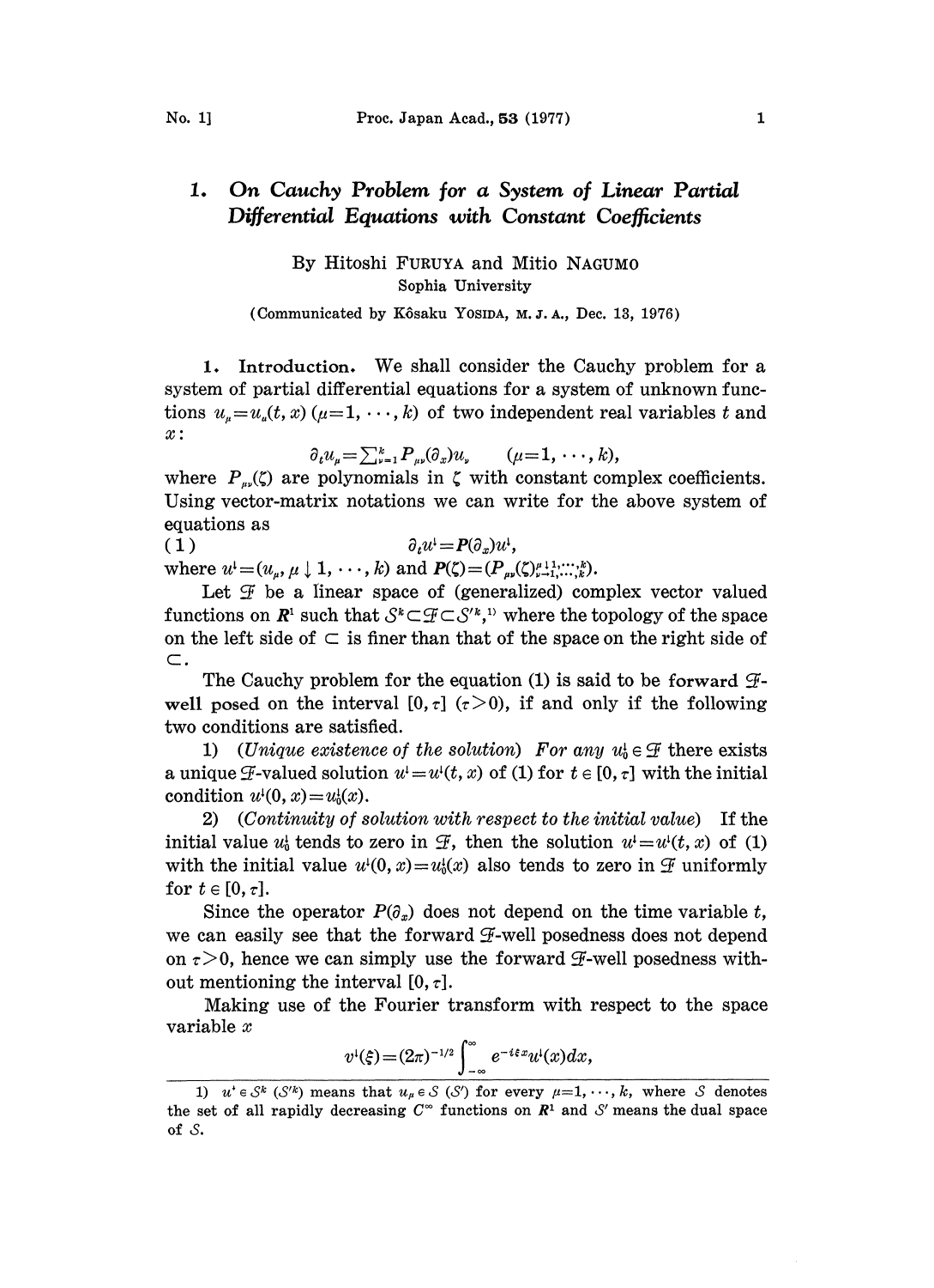# 1. On Cauchy Problem for a System of Linear Partial Differential Equations with Constant Coefficients

By Hitoshi FURUYA and Mitio NAGUMO
Sophia University

(Communicated by Kôsaku YOSIDA, M. J. A., Dec. 13, 1976)

**1. Introduction.** We shall consider the Cauchy problem for a system of partial differential equations for a system of unknown functions $u_\mu = u_\mu(t, x)$ $(\mu = 1, \cdots, k)$ of two independent real variables $t$ and $x$:

$$\partial_t u_\mu = \sum_{\nu=1}^{k} P_{\mu\nu}(\partial_x) u_\nu \qquad (\mu = 1, \cdots, k),$$

where $P_{\mu\nu}(\zeta)$ are polynomials in $\zeta$ with constant complex coefficients. Using vector-matrix notations we can write for the above system of equations as

$$\partial_t u^{\downarrow} = \boldsymbol{P}(\partial_x) u^{\downarrow}, \tag{1}$$

where $u^{\downarrow} = (u_\mu, \mu \downarrow 1, \cdots, k)$ and $\boldsymbol{P}(\zeta) = (P_{\mu\nu}(\zeta)_{\nu \to 1, \cdots, k}^{\mu \downarrow 1, \cdots, k})$.

Let $\mathcal{F}$ be a linear space of (generalized) complex vector valued functions on $\boldsymbol{R}^1$ such that $\mathcal{S}^k \subset \mathcal{F} \subset \mathcal{S}'^k$,[1] where the topology of the space on the left side of $\subset$ is finer than that of the space on the right side of $\subset$.

The Cauchy problem for the equation (1) is said to be forward $\mathcal{F}$-well posed on the interval $[0, \tau]$ $(\tau > 0)$, if and only if the following two conditions are satisfied.

1) (*Unique existence of the solution*) *For any* $u_0^{\downarrow} \in \mathcal{F}$ there exists a unique $\mathcal{F}$-valued solution $u^{\downarrow} = u^{\downarrow}(t, x)$ of (1) for $t \in [0, \tau]$ with the initial condition $u^{\downarrow}(0, x) = u_0^{\downarrow}(x)$.

2) (*Continuity of solution with respect to the initial value*) If the initial value $u_0^{\downarrow}$ tends to zero in $\mathcal{F}$, then the solution $u^{\downarrow} = u^{\downarrow}(t, x)$ of (1) with the initial value $u^{\downarrow}(0, x) = u_0^{\downarrow}(x)$ also tends to zero in $\mathcal{F}$ uniformly for $t \in [0, \tau]$.

Since the operator $P(\partial_x)$ does not depend on the time variable $t$, we can easily see that the forward $\mathcal{F}$-well posedness does not depend on $\tau > 0$, hence we can simply use the forward $\mathcal{F}$-well posedness without mentioning the interval $[0, \tau]$.

Making use of the Fourier transform with respect to the space variable $x$

$$v^{\downarrow}(\xi) = (2\pi)^{-1/2} \int_{-\infty}^{\infty} e^{-i\xi x} u^{\downarrow}(x) dx,$$

---

1) $u^{\downarrow} \in \mathcal{S}^k$ $(\mathcal{S}'^k)$ means that $u_\mu \in \mathcal{S}$ $(\mathcal{S}')$ for every $\mu = 1, \cdots, k$, where $\mathcal{S}$ denotes the set of all rapidly decreasing $C^\infty$ functions on $\boldsymbol{R}^1$ and $\mathcal{S}'$ means the dual space of $\mathcal{S}$.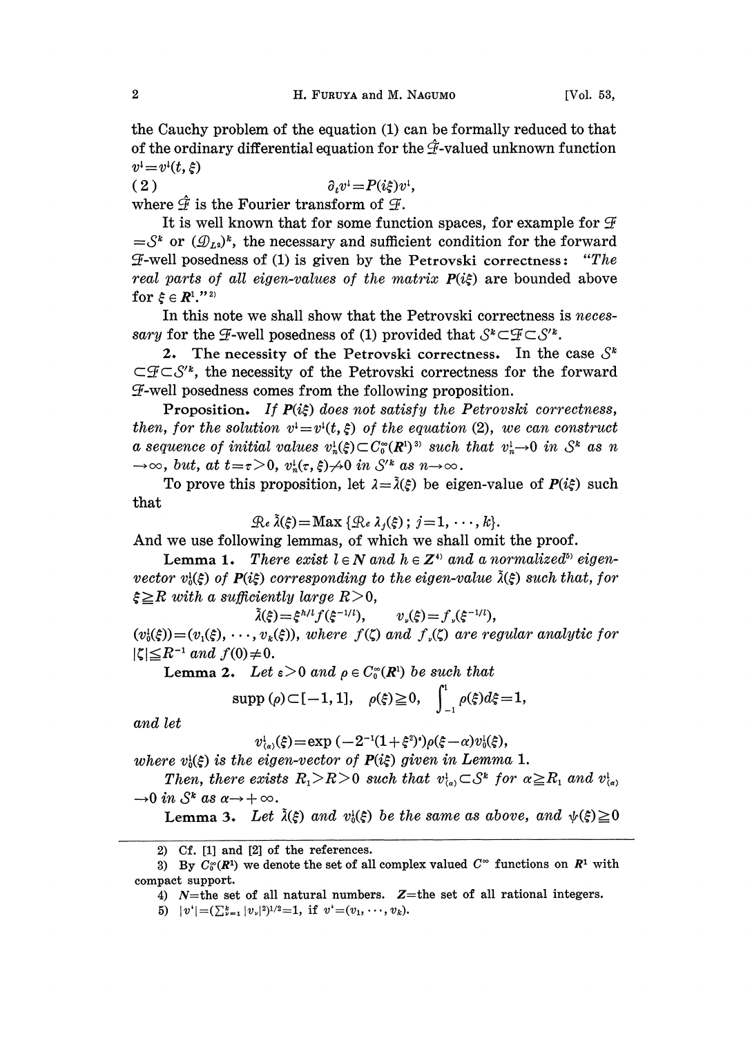the Cauchy problem of the equation (1) can be formally reduced to that of the ordinary differential equation for the $\hat{\mathcal{F}}$-valued unknown function $v^{\iota}=v^{\iota}(t,\xi)$

$$\partial_t v^{\iota}=P(i\xi)v^{\iota}, \tag{2}$$

where $\hat{\mathcal{F}}$ is the Fourier transform of $\mathcal{F}$.

It is well known that for some function spaces, for example for $\mathcal{F}=\mathcal{S}^k$ or $(\mathcal{D}_{L^2})^k$, the necessary and sufficient condition for the forward $\mathcal{F}$-well posedness of (1) is given by the Petrovski correctness: *"The real parts of all eigen-values of the matrix $P(i\xi)$ are bounded above for $\xi\in R^1$."*[2]

In this note we shall show that the Petrovski correctness is *necessary* for the $\mathcal{F}$-well posedness of (1) provided that $\mathcal{S}^k\subset\mathcal{F}\subset\mathcal{S}'^k$.

**2. The necessity of the Petrovski correctness.** In the case $\mathcal{S}^k\subset\mathcal{F}\subset\mathcal{S}'^k$, the necessity of the Petrovski correctness for the forward $\mathcal{F}$-well posedness comes from the following proposition.

**Proposition.** *If $P(i\xi)$ does not satisfy the Petrovski correctness, then, for the solution $v^{\iota}=v^{\iota}(t,\xi)$ of the equation (2), we can construct a sequence of initial values $v_n^{\iota}(\xi)\subset C_0^\infty(R^1)$*[3] *such that $v_n^{\iota}\to 0$ in $\mathcal{S}^k$ as $n\to\infty$, but, at $t=\tau>0$, $v_n^{\iota}(\tau,\xi)\not\to 0$ in $\mathcal{S}'^k$ as $n\to\infty$.*

To prove this proposition, let $\lambda=\tilde{\lambda}(\xi)$ be eigen-value of $P(i\xi)$ such that

$$\mathcal{R}e\,\tilde{\lambda}(\xi)=\operatorname{Max}\{\mathcal{R}e\,\lambda_j(\xi)\,;\,j=1,\cdots,k\}.$$

And we use following lemmas, of which we shall omit the proof.

**Lemma 1.** *There exist $l\in N$ and $h\in Z$*[4] *and a normalized*[5] *eigen-vector $v_0^{\iota}(\xi)$ of $P(i\xi)$ corresponding to the eigen-value $\tilde{\lambda}(\xi)$ such that, for $\xi\geqq R$ with a sufficiently large $R>0$,*

$$\tilde{\lambda}(\xi)=\xi^{h/l}f(\xi^{-1/l}),\qquad v_\nu(\xi)=f_\nu(\xi^{-1/l}),$$

*$(v_0^{\iota}(\xi))=(v_1(\xi),\cdots,v_k(\xi))$, where $f(\zeta)$ and $f_\nu(\zeta)$ are regular analytic for $|\zeta|\leqq R^{-1}$ and $f(0)\neq 0$.*

**Lemma 2.** *Let $\varepsilon>0$ and $\rho\in C_0^\infty(R^1)$ be such that*

$$\operatorname{supp}(\rho)\subset[-1,1],\quad \rho(\xi)\geqq 0,\quad \int_{-1}^{1}\rho(\xi)d\xi=1,$$

*and let*

$$v_{(\alpha)}^{\iota}(\xi)=\exp(-2^{-1}(1+\xi^2)^{\varepsilon})\rho(\xi-\alpha)v_0^{\iota}(\xi),$$

*where $v_0^{\iota}(\xi)$ is the eigen-vector of $P(i\xi)$ given in Lemma 1.*

*Then, there exists $R_1>R>0$ such that $v_{(\alpha)}^{\iota}\subset\mathcal{S}^k$ for $\alpha\geqq R_1$ and $v_{(\alpha)}^{\iota}\to 0$ in $\mathcal{S}^k$ as $\alpha\to+\infty$.*

**Lemma 3.** *Let $\tilde{\lambda}(\xi)$ and $v_0^{\iota}(\xi)$ be the same as above, and $\psi(\xi)\geqq 0$*

---

2) Cf. [1] and [2] of the references.

3) By $C_0^\infty(R^1)$ we denote the set of all complex valued $C^\infty$ functions on $R^1$ with compact support.

4) $N$=the set of all natural numbers. $Z$=the set of all rational integers.

5) $|v^{\iota}|=(\sum_{\nu=1}^{k}|v_\nu|^2)^{1/2}=1$, if $v^{\iota}=(v_1,\cdots,v_k)$.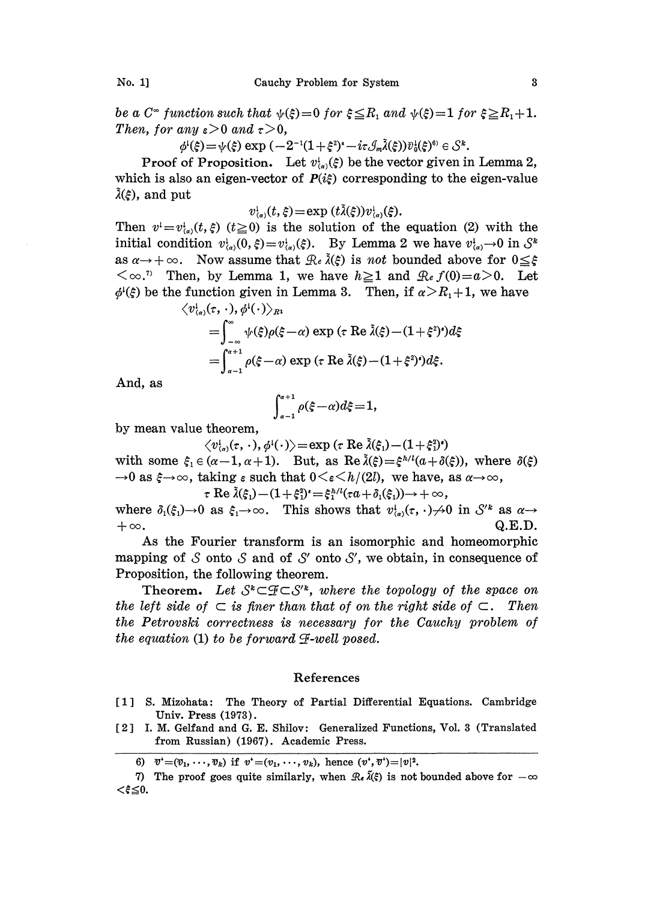*be a $C^\infty$ function such that $\psi(\xi)=0$ for $\xi \leqq R_1$ and $\psi(\xi)=1$ for $\xi \geqq R_1+1$. Then, for any $\varepsilon>0$ and $\tau>0$,*

$$\phi^l(\xi)=\psi(\xi)\exp(-2^{-1}(1+\xi^2)^\varepsilon - i\tau \mathcal{I}_m\tilde{\lambda}(\xi))\bar{v}_0^l(\xi)^{6)} \in \mathcal{S}^k.$$

**Proof of Proposition.** Let $v_{(\alpha)}^l(\xi)$ be the vector given in Lemma 2, which is also an eigen-vector of $\boldsymbol{P}(i\xi)$ corresponding to the eigen-value $\tilde{\lambda}(\xi)$, and put

$$v_{(\alpha)}^l(t,\xi)=\exp(t\tilde{\lambda}(\xi))v_{(\alpha)}^l(\xi).$$

Then $v^l=v_{(\alpha)}^l(t,\xi)$ $(t \geqq 0)$ is the solution of the equation (2) with the initial condition $v_{(\alpha)}^l(0,\xi)=v_{(\alpha)}^l(\xi)$. By Lemma 2 we have $v_{(\alpha)}^l \to 0$ in $\mathcal{S}^k$ as $\alpha \to +\infty$. Now assume that $\mathcal{R}_e\,\tilde{\lambda}(\xi)$ is *not* bounded above for $0 \leqq \xi < \infty$.[7] Then, by Lemma 1, we have $h \geqq 1$ and $\mathcal{R}_e\,f(0)=a>0$. Let $\phi^l(\xi)$ be the function given in Lemma 3. Then, if $\alpha > R_1+1$, we have

$$\begin{aligned}
\langle v_{(\alpha)}^l(\tau,\cdot),\phi^l(\cdot)\rangle_{R^1} &= \int_{-\infty}^{\infty}\psi(\xi)\rho(\xi-\alpha)\exp(\tau\,\mathrm{Re}\,\tilde{\lambda}(\xi)-(1+\xi^2)^\varepsilon)d\xi \\
&= \int_{\alpha-1}^{\alpha+1}\rho(\xi-\alpha)\exp(\tau\,\mathrm{Re}\,\tilde{\lambda}(\xi)-(1+\xi^2)^\varepsilon)d\xi.
\end{aligned}$$

And, as

$$\int_{\alpha-1}^{\alpha+1}\rho(\xi-\alpha)d\xi=1,$$

by mean value theorem,

$$\langle v_{(\alpha)}^l(\tau,\cdot),\phi^l(\cdot)\rangle = \exp(\tau\,\mathrm{Re}\,\tilde{\lambda}(\xi_1)-(1+\xi_1^2)^\varepsilon)$$

with some $\xi_1 \in (\alpha-1,\alpha+1)$. But, as $\mathrm{Re}\,\tilde{\lambda}(\xi)=\xi^{h/l}(a+\delta(\xi))$, where $\delta(\xi) \to 0$ as $\xi \to \infty$, taking $\varepsilon$ such that $0<\varepsilon<h/(2l)$, we have, as $\alpha \to \infty$,

$$\tau\,\mathrm{Re}\,\tilde{\lambda}(\xi_1)-(1+\xi_1^2)^\varepsilon = \xi_1^{h/l}(\tau a+\delta_1(\xi_1)) \to +\infty,$$

where $\delta_1(\xi_1) \to 0$ as $\xi_1 \to \infty$. This shows that $v_{(\alpha)}^l(\tau,\cdot) \not\to 0$ in $\mathcal{S}'^k$ as $\alpha \to +\infty$. Q.E.D.

As the Fourier transform is an isomorphic and homeomorphic mapping of $\mathcal{S}$ onto $\mathcal{S}$ and of $\mathcal{S}'$ onto $\mathcal{S}'$, we obtain, in consequence of Proposition, the following theorem.

**Theorem.** *Let $\mathcal{S}^k \subset \mathcal{F} \subset \mathcal{S}'^k$, where the topology of the space on the left side of $\subset$ is finer than that of on the right side of $\subset$. Then the Petrovski correctness is necessary for the Cauchy problem of the equation (1) to be forward $\mathcal{F}$-well posed.*

## References

[1] S. Mizohata: The Theory of Partial Differential Equations. Cambridge Univ. Press (1973).

[2] I. M. Gelfand and G. E. Shilov: Generalized Functions, Vol. 3 (Translated from Russian) (1967). Academic Press.

---

6) $\bar{v}^t=(\bar{v}_1,\cdots,\bar{v}_k)$ if $v^t=(v_1,\cdots,v_k)$, hence $(v^t,\bar{v}^t)=|v|^2$.

7) The proof goes quite similarly, when $\mathcal{R}_e\,\tilde{\lambda}(\xi)$ is not bounded above for $-\infty<\xi \leqq 0$.